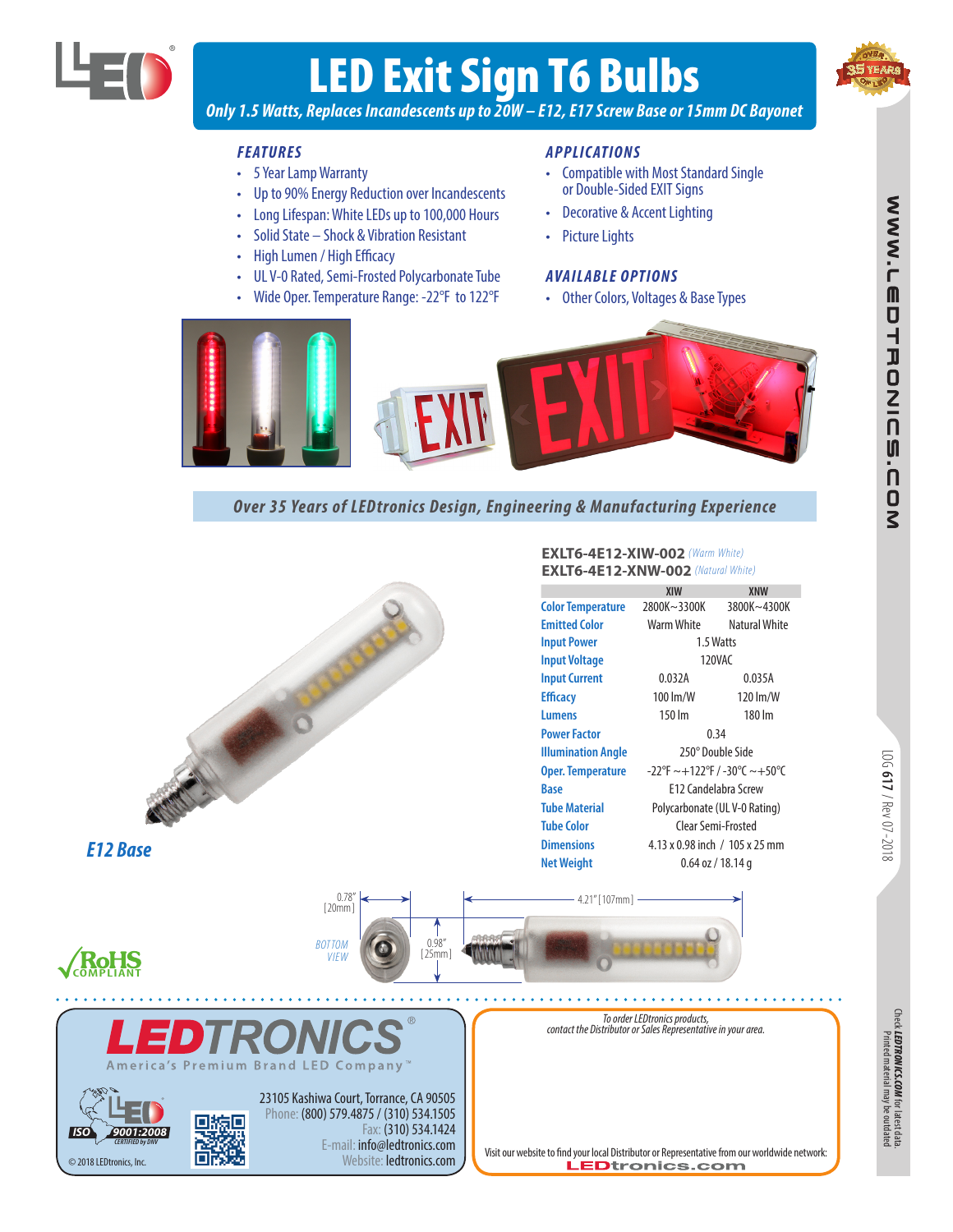# LED Exit Sign T6 Bulbs

*Only 1.5 Watts, Replaces Incandescents up to 20W – E12, E17 Screw Base or 15mm DC Bayonet*

### FEATURES

- 5 Year Lamp Warranty
- Up to 90% Energy Reduction over Incandescents
- Long Lifespan: White LEDs up to 100,000 Hours
- Solid State – Shock & Vibration Resistant
- High Lumen / High Efficacy
- UL V-0 Rated, Semi-Frosted Polycarbonate Tube
- Wide Oper. Temperature Range: -22°F to 122°F

### APPLICATIONS

- Compatible with Most Standard Single or Double-Sided EXIT Signs
- Decorative & Accent Lighting
- Picture Lights

### AVAILABLE OPTIONS

- Other Colors, Voltages & Base Types

*Over 35 Years of LEDtronics Design, Engineering & Manufacturing Experience*

**EXLT6-4E12-XIW-002** *(Warm White)*
**EXLT6-4E12-XNW-002** *(Natural White)*

| | XIW | XNW |
|---|---|---|
| Color Temperature | 2800K~3300K | 3800K~4300K |
| Emitted Color | Warm White | Natural White |
| Input Power | 1.5 Watts | |
| Input Voltage | 120VAC | |
| Input Current | 0.032A | 0.035A |
| Efficacy | 100 lm/W | 120 lm/W |
| Lumens | 150 lm | 180 lm |
| Power Factor | 0.34 | |
| Illumination Angle | 250° Double Side | |
| Oper. Temperature | -22°F ~+122°F / -30°C ~+50°C | |
| Base | E12 Candelabra Screw | |
| Tube Material | Polycarbonate (UL V-0 Rating) | |
| Tube Color | Clear Semi-Frosted | |
| Dimensions | 4.13 x 0.98 inch / 105 x 25 mm | |
| Net Weight | 0.64 oz / 18.14 g | |

*E12 Base*

0.78" [20mm] — BOTTOM VIEW — 0.98" [25mm] — 4.21" [107mm]

RoHS COMPLIANT

**LEDTRONICS®**
America's Premium Brand LED Company™

ISO 9001:2008 CERTIFIED by DNV

23105 Kashiwa Court, Torrance, CA 90505
Phone: (800) 579.4875 / (310) 534.1505
Fax: (310) 534.1424
E-mail: info@ledtronics.com
Website: ledtronics.com

© 2018 LEDtronics, Inc.

*To order LEDtronics products, contact the Distributor or Sales Representative in your area.*

Visit our website to find your local Distributor or Representative from our worldwide network: LEDtronics.com

WWW.LEDTRONICS.COM

LOG 617 / Rev 07-2018

Check *LEDTRONICS.COM* for latest data. Printed material may be outdated.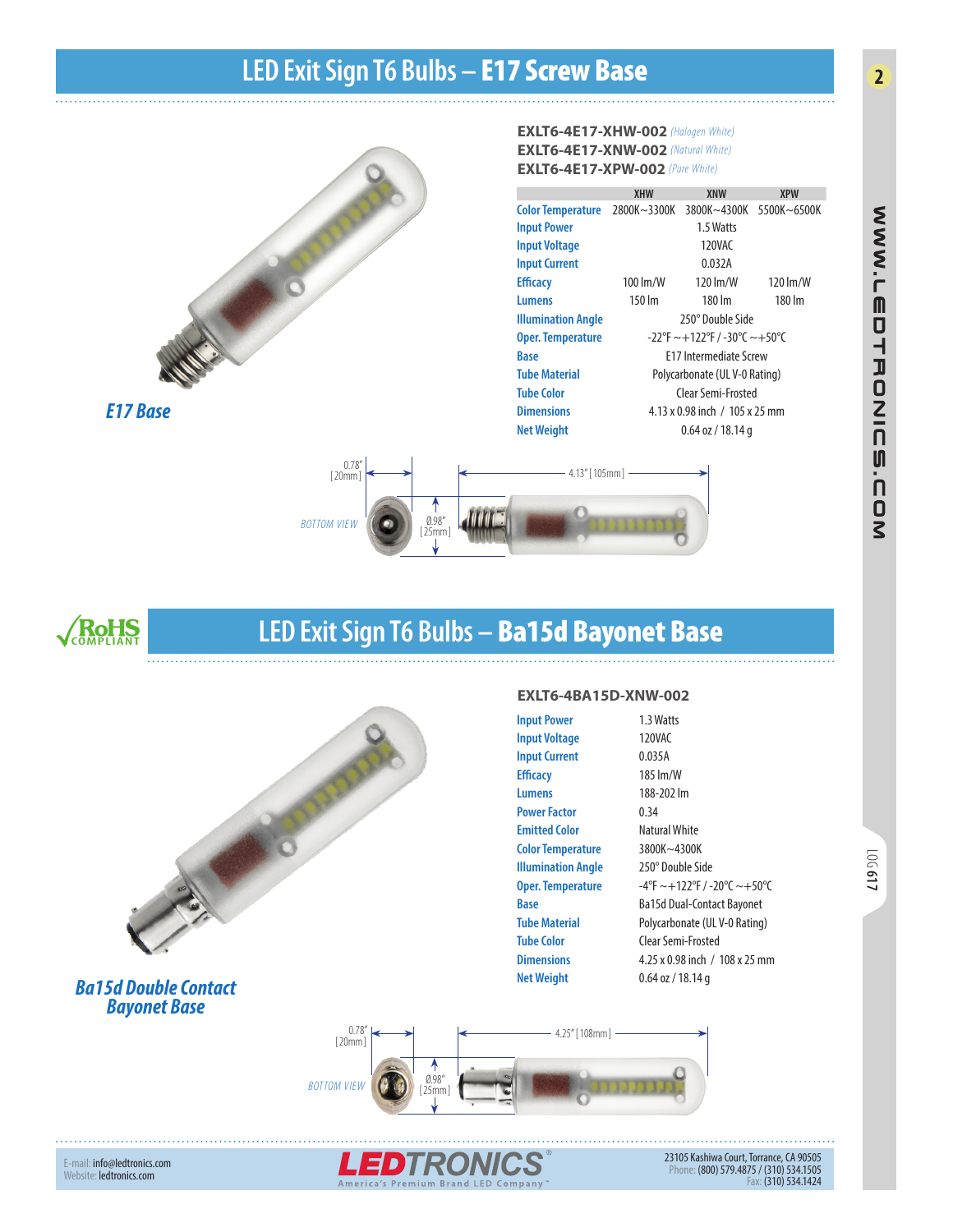# LED Exit Sign T6 Bulbs – **E17 Screw Base**

***E17 Base***

**EXLT6-4E17-XHW-002** *(Halogen White)*
**EXLT6-4E17-XNW-002** *(Natural White)*
**EXLT6-4E17-XPW-002** *(Pure White)*

| | XHW | XNW | XPW |
|---|---|---|---|
| Color Temperature | 2800K~3300K | 3800K~4300K | 5500K~6500K |
| Input Power | | 1.5 Watts | |
| Input Voltage | | 120VAC | |
| Input Current | | 0.032A | |
| Efficacy | 100 lm/W | 120 lm/W | 120 lm/W |
| Lumens | 150 lm | 180 lm | 180 lm |
| Illumination Angle | | 250° Double Side | |
| Oper. Temperature | | -22°F ~+122°F / -30°C ~+50°C | |
| Base | | E17 Intermediate Screw | |
| Tube Material | | Polycarbonate (UL V-0 Rating) | |
| Tube Color | | Clear Semi-Frosted | |
| Dimensions | | 4.13 x 0.98 inch / 105 x 25 mm | |
| Net Weight | | 0.64 oz / 18.14 g | |

BOTTOM VIEW
0.78" [20mm]
Ø0.98" [25mm]
4.13" [105mm]

# LED Exit Sign T6 Bulbs – **Ba15d Bayonet Base**

RoHS COMPLIANT

***Ba15d Double Contact Bayonet Base***

**EXLT6-4BA15D-XNW-002**

| | |
|---|---|
| Input Power | 1.3 Watts |
| Input Voltage | 120VAC |
| Input Current | 0.035A |
| Efficacy | 185 lm/W |
| Lumens | 188-202 lm |
| Power Factor | 0.34 |
| Emitted Color | Natural White |
| Color Temperature | 3800K~4300K |
| Illumination Angle | 250° Double Side |
| Oper. Temperature | -4°F ~+122°F / -20°C ~+50°C |
| Base | Ba15d Dual-Contact Bayonet |
| Tube Material | Polycarbonate (UL V-0 Rating) |
| Tube Color | Clear Semi-Frosted |
| Dimensions | 4.25 x 0.98 inch / 108 x 25 mm |
| Net Weight | 0.64 oz / 18.14 g |

BOTTOM VIEW
0.78" [20mm]
Ø0.98" [25mm]
4.25" [108mm]

WWW.LEDTRONICS.COM

LOG 617

E-mail: info@ledtronics.com
Website: ledtronics.com

LEDTRONICS® America's Premium Brand LED Company™

23105 Kashiwa Court, Torrance, CA 90505
Phone: (800) 579.4875 / (310) 534.1505
Fax: (310) 534.1424